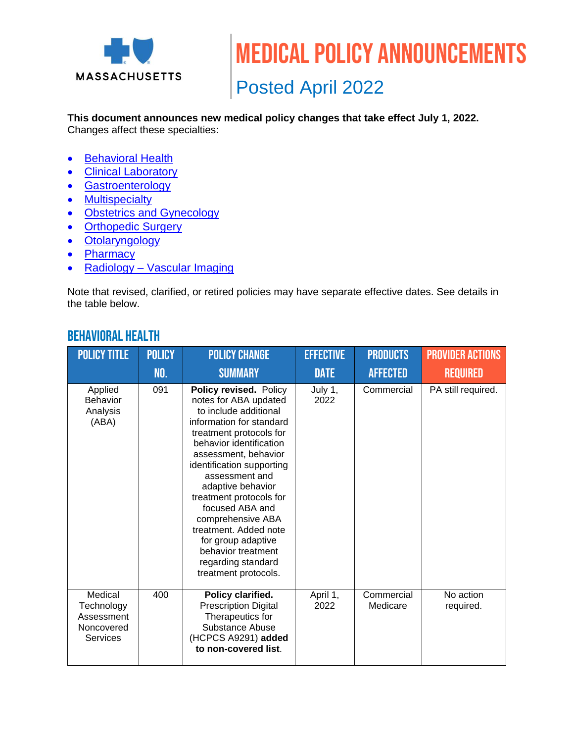MASSACHUSETTS

# MEDICAL POLICY ANNOUNCEMENTS

## Posted April 2022

**This document announces new medical policy changes that take effect July 1, 2022.**
Changes affect these specialties:

- Behavioral Health
- Clinical Laboratory
- Gastroenterology
- Multispecialty
- Obstetrics and Gynecology
- Orthopedic Surgery
- Otolaryngology
- Pharmacy
- Radiology – Vascular Imaging

Note that revised, clarified, or retired policies may have separate effective dates. See details in the table below.

## BEHAVIORAL HEALTH

| POLICY TITLE | POLICY NO. | POLICY CHANGE SUMMARY | EFFECTIVE DATE | PRODUCTS AFFECTED | PROVIDER ACTIONS REQUIRED |
|---|---|---|---|---|---|
| Applied Behavior Analysis (ABA) | 091 | **Policy revised.** Policy notes for ABA updated to include additional information for standard treatment protocols for behavior identification assessment, behavior identification supporting assessment and adaptive behavior treatment protocols for focused ABA and comprehensive ABA treatment. Added note for group adaptive behavior treatment regarding standard treatment protocols. | July 1, 2022 | Commercial | PA still required. |
| Medical Technology Assessment Noncovered Services | 400 | **Policy clarified.** Prescription Digital Therapeutics for Substance Abuse (HCPCS A9291) **added to non-covered list**. | April 1, 2022 | Commercial Medicare | No action required. |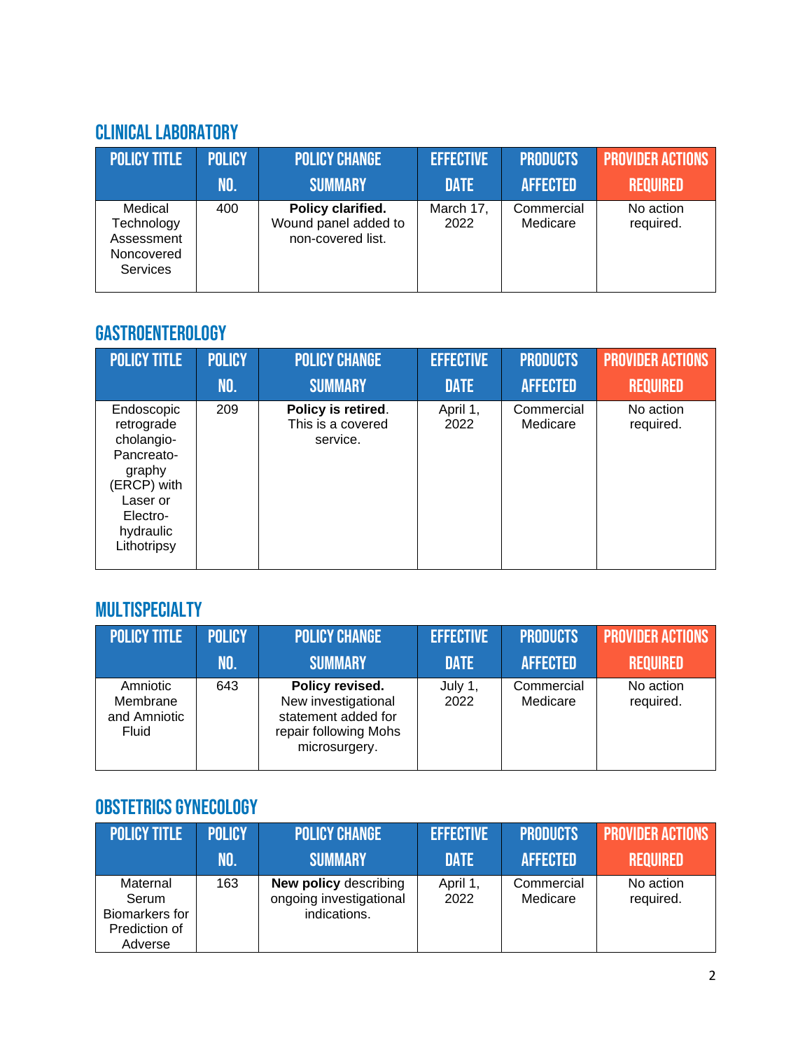## CLINICAL LABORATORY

| POLICY TITLE | POLICY NO. | POLICY CHANGE SUMMARY | EFFECTIVE DATE | PRODUCTS AFFECTED | PROVIDER ACTIONS REQUIRED |
|---|---|---|---|---|---|
| Medical Technology Assessment Noncovered Services | 400 | **Policy clarified.** Wound panel added to non-covered list. | March 17, 2022 | Commercial Medicare | No action required. |

## GASTROENTEROLOGY

| POLICY TITLE | POLICY NO. | POLICY CHANGE SUMMARY | EFFECTIVE DATE | PRODUCTS AFFECTED | PROVIDER ACTIONS REQUIRED |
|---|---|---|---|---|---|
| Endoscopic retrograde cholangio-Pancreato-graphy (ERCP) with Laser or Electro-hydraulic Lithotripsy | 209 | **Policy is retired**. This is a covered service. | April 1, 2022 | Commercial Medicare | No action required. |

## MULTISPECIALTY

| POLICY TITLE | POLICY NO. | POLICY CHANGE SUMMARY | EFFECTIVE DATE | PRODUCTS AFFECTED | PROVIDER ACTIONS REQUIRED |
|---|---|---|---|---|---|
| Amniotic Membrane and Amniotic Fluid | 643 | **Policy revised.** New investigational statement added for repair following Mohs microsurgery. | July 1, 2022 | Commercial Medicare | No action required. |

## OBSTETRICS GYNECOLOGY

| POLICY TITLE | POLICY NO. | POLICY CHANGE SUMMARY | EFFECTIVE DATE | PRODUCTS AFFECTED | PROVIDER ACTIONS REQUIRED |
|---|---|---|---|---|---|
| Maternal Serum Biomarkers for Prediction of Adverse | 163 | **New policy** describing ongoing investigational indications. | April 1, 2022 | Commercial Medicare | No action required. |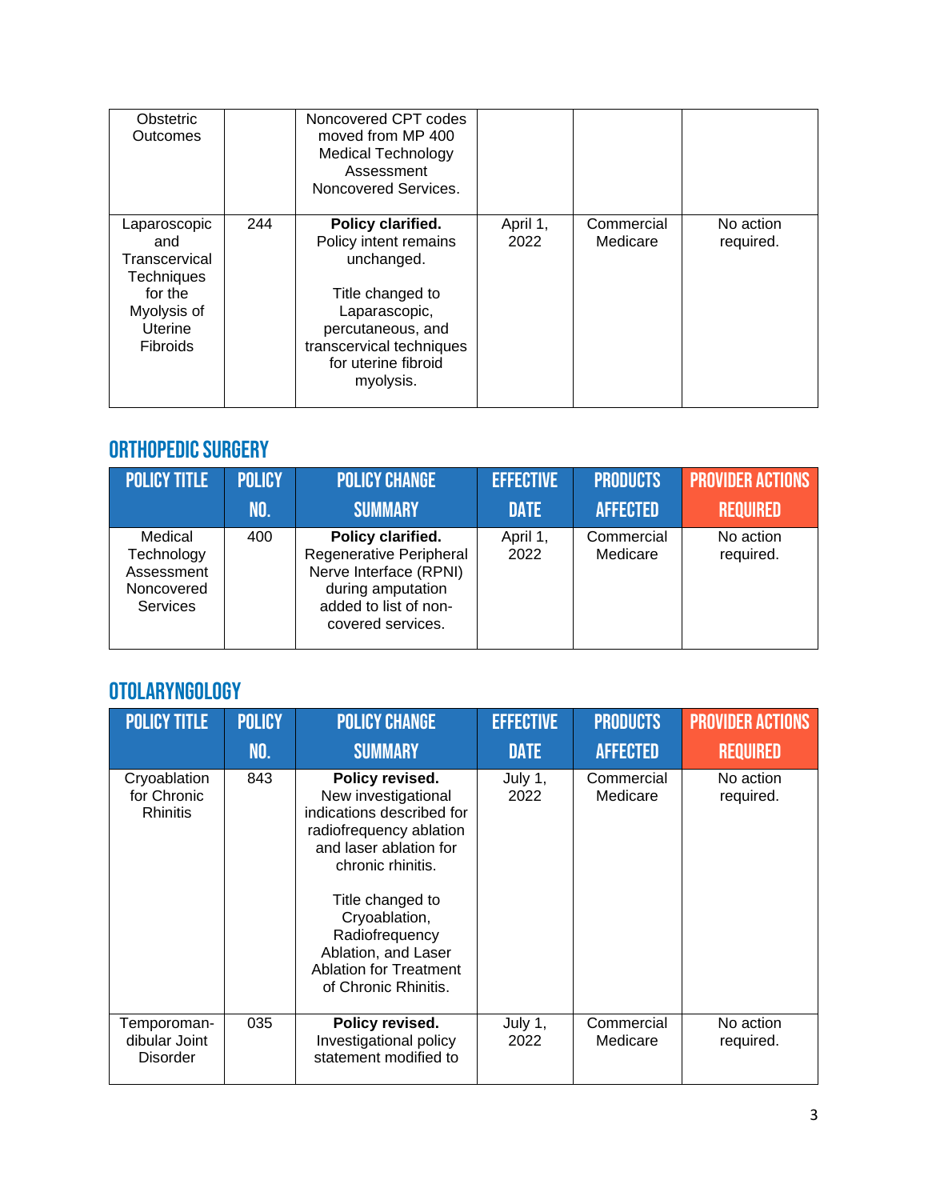| Policy Title | Policy No. | Policy Change Summary | Effective Date | Products Affected | Provider Actions Required |
| --- | --- | --- | --- | --- | --- |
| Obstetric Outcomes | | Noncovered CPT codes moved from MP 400 Medical Technology Assessment Noncovered Services. | | | |
| Laparoscopic and Transcervical Techniques for the Myolysis of Uterine Fibroids | 244 | **Policy clarified.** Policy intent remains unchanged.<br><br>Title changed to Laparoscopic, percutaneous, and transcervical techniques for uterine fibroid myolysis. | April 1, 2022 | Commercial Medicare | No action required. |

## ORTHOPEDIC SURGERY

| Policy Title | Policy No. | Policy Change Summary | Effective Date | Products Affected | Provider Actions Required |
| --- | --- | --- | --- | --- | --- |
| Medical Technology Assessment Noncovered Services | 400 | **Policy clarified.** Regenerative Peripheral Nerve Interface (RPNI) during amputation added to list of non-covered services. | April 1, 2022 | Commercial Medicare | No action required. |

## OTOLARYNGOLOGY

| Policy Title | Policy No. | Policy Change Summary | Effective Date | Products Affected | Provider Actions Required |
| --- | --- | --- | --- | --- | --- |
| Cryoablation for Chronic Rhinitis | 843 | **Policy revised.** New investigational indications described for radiofrequency ablation and laser ablation for chronic rhinitis.<br><br>Title changed to Cryoablation, Radiofrequency Ablation, and Laser Ablation for Treatment of Chronic Rhinitis. | July 1, 2022 | Commercial Medicare | No action required. |
| Temporomandibular Joint Disorder | 035 | **Policy revised.** Investigational policy statement modified to | July 1, 2022 | Commercial Medicare | No action required. |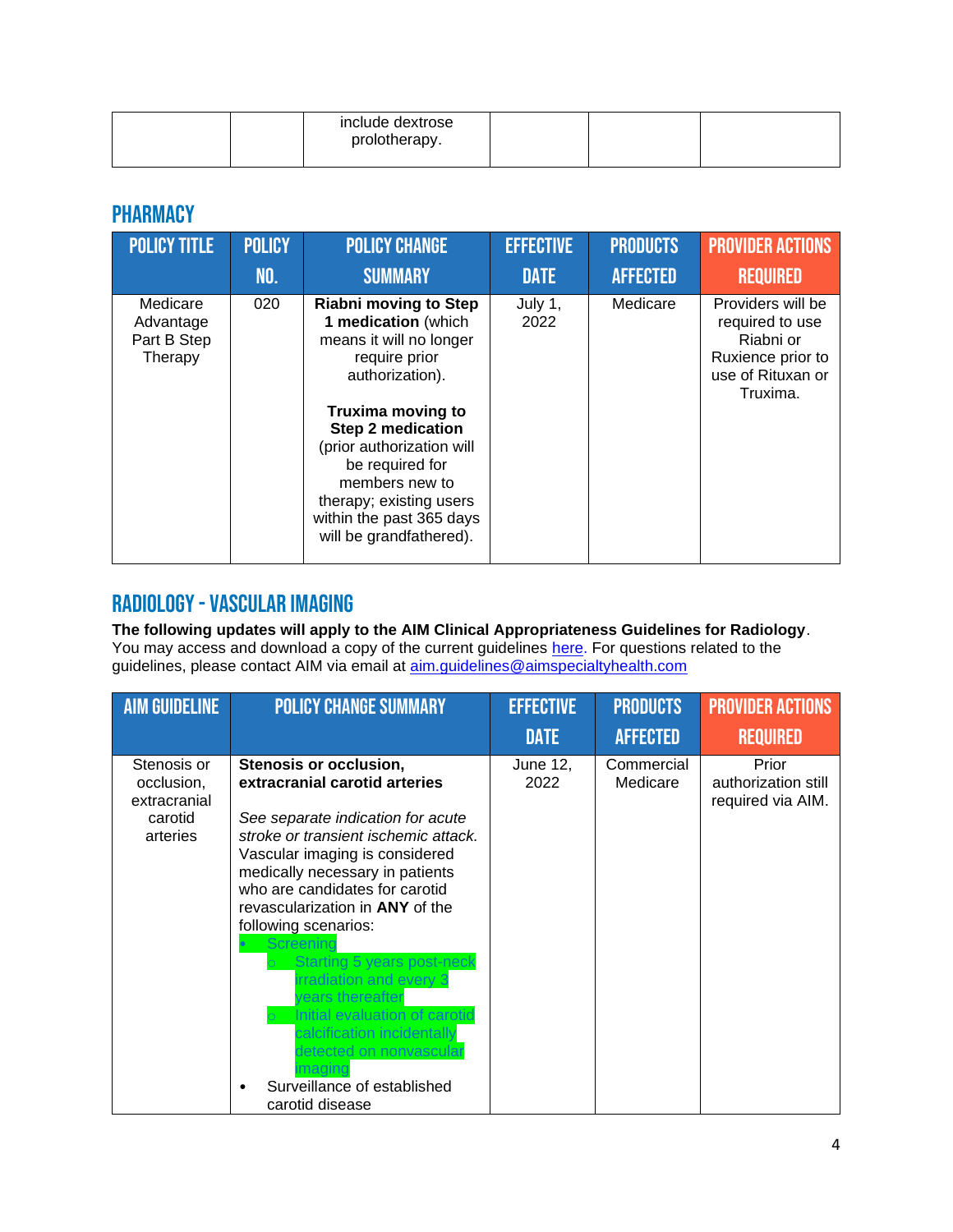| | | include dextrose prolotherapy. | | | |
|---|---|---|---|---|---|

## PHARMACY

| POLICY TITLE | POLICY NO. | POLICY CHANGE SUMMARY | EFFECTIVE DATE | PRODUCTS AFFECTED | PROVIDER ACTIONS REQUIRED |
|---|---|---|---|---|---|
| Medicare Advantage Part B Step Therapy | 020 | **Riabni moving to Step 1 medication** (which means it will no longer require prior authorization).<br><br>**Truxima moving to Step 2 medication** (prior authorization will be required for members new to therapy; existing users within the past 365 days will be grandfathered). | July 1, 2022 | Medicare | Providers will be required to use Riabni or Ruxience prior to use of Rituxan or Truxima. |

## RADIOLOGY - VASCULAR IMAGING

**The following updates will apply to the AIM Clinical Appropriateness Guidelines for Radiology**. You may access and download a copy of the current guidelines here. For questions related to the guidelines, please contact AIM via email at aim.guidelines@aimspecialtyhealth.com

| AIM GUIDELINE | POLICY CHANGE SUMMARY | EFFECTIVE DATE | PRODUCTS AFFECTED | PROVIDER ACTIONS REQUIRED |
|---|---|---|---|---|
| Stenosis or occlusion, extracranial carotid arteries | **Stenosis or occlusion, extracranial carotid arteries**<br><br>*See separate indication for acute stroke or transient ischemic attack.* Vascular imaging is considered medically necessary in patients who are candidates for carotid revascularization in **ANY** of the following scenarios:<br>• Screening<br>&nbsp;&nbsp;○ Starting 5 years post-neck irradiation and every 3 years thereafter<br>&nbsp;&nbsp;○ Initial evaluation of carotid calcification incidentally detected on nonvascular imaging<br>• Surveillance of established carotid disease | June 12, 2022 | Commercial Medicare | Prior authorization still required via AIM. |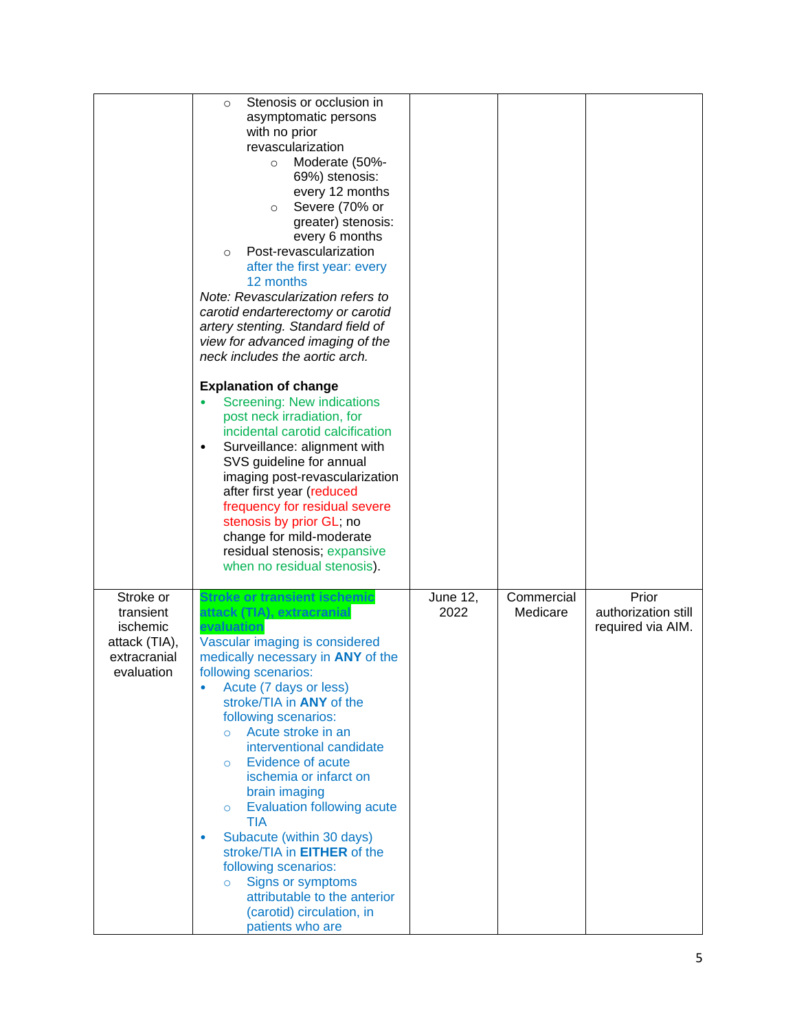| | | | | |
|---|---|---|---|---|
| | ○ Stenosis or occlusion in asymptomatic persons with no prior revascularization<br>  ○ Moderate (50%-69%) stenosis: every 12 months<br>  ○ Severe (70% or greater) stenosis: every 6 months<br>○ Post-revascularization after the first year: every 12 months<br>*Note: Revascularization refers to carotid endarterectomy or carotid artery stenting. Standard field of view for advanced imaging of the neck includes the aortic arch.*<br><br>**Explanation of change**<br>• Screening: New indications post neck irradiation, for incidental carotid calcification<br>• Surveillance: alignment with SVS guideline for annual imaging post-revascularization after first year (reduced frequency for residual severe stenosis by prior GL; no change for mild-moderate residual stenosis; expansive when no residual stenosis). | | | |
| Stroke or transient ischemic attack (TIA), extracranial evaluation | **Stroke or transient ischemic attack (TIA), extracranial evaluation**<br>Vascular imaging is considered medically necessary in **ANY** of the following scenarios:<br>• Acute (7 days or less) stroke/TIA in **ANY** of the following scenarios:<br>  ○ Acute stroke in an interventional candidate<br>  ○ Evidence of acute ischemia or infarct on brain imaging<br>  ○ Evaluation following acute TIA<br>• Subacute (within 30 days) stroke/TIA in **EITHER** of the following scenarios:<br>  ○ Signs or symptoms attributable to the anterior (carotid) circulation, in patients who are | June 12, 2022 | Commercial Medicare | Prior authorization still required via AIM. |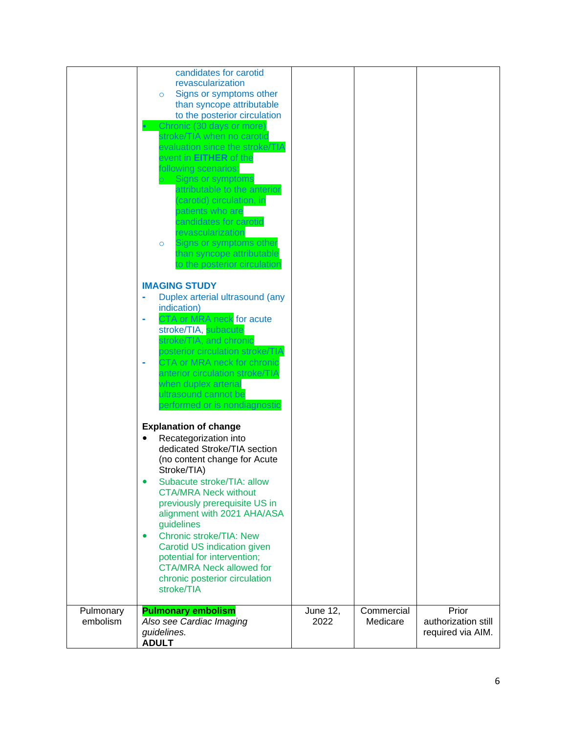| | | | | |
|---|---|---|---|---|
| | candidates for carotid revascularization<br>○ Signs or symptoms other than syncope attributable to the posterior circulation<br>• Chronic (30 days or more) stroke/TIA when no carotid evaluation since the stroke/TIA event in **EITHER** of the following scenarios:<br>○ Signs or symptoms attributable to the anterior (carotid) circulation, in patients who are candidates for carotid revascularization<br>○ Signs or symptoms other than syncope attributable to the posterior circulation<br><br>**IMAGING STUDY**<br>- Duplex arterial ultrasound (any indication)<br>- CTA or MRA neck for acute stroke/TIA, subacute stroke/TIA, and chronic posterior circulation stroke/TIA<br>- CTA or MRA neck for chronic anterior circulation stroke/TIA when duplex arterial ultrasound cannot be performed or is nondiagnostic<br><br>**Explanation of change**<br>• Recategorization into dedicated Stroke/TIA section (no content change for Acute Stroke/TIA)<br>• Subacute stroke/TIA: allow CTA/MRA Neck without previously prerequisite US in alignment with 2021 AHA/ASA guidelines<br>• Chronic stroke/TIA: New Carotid US indication given potential for intervention; CTA/MRA Neck allowed for chronic posterior circulation stroke/TIA | | | |
| Pulmonary embolism | **Pulmonary embolism**<br>*Also see Cardiac Imaging guidelines.*<br>**ADULT** | June 12, 2022 | Commercial Medicare | Prior authorization still required via AIM. |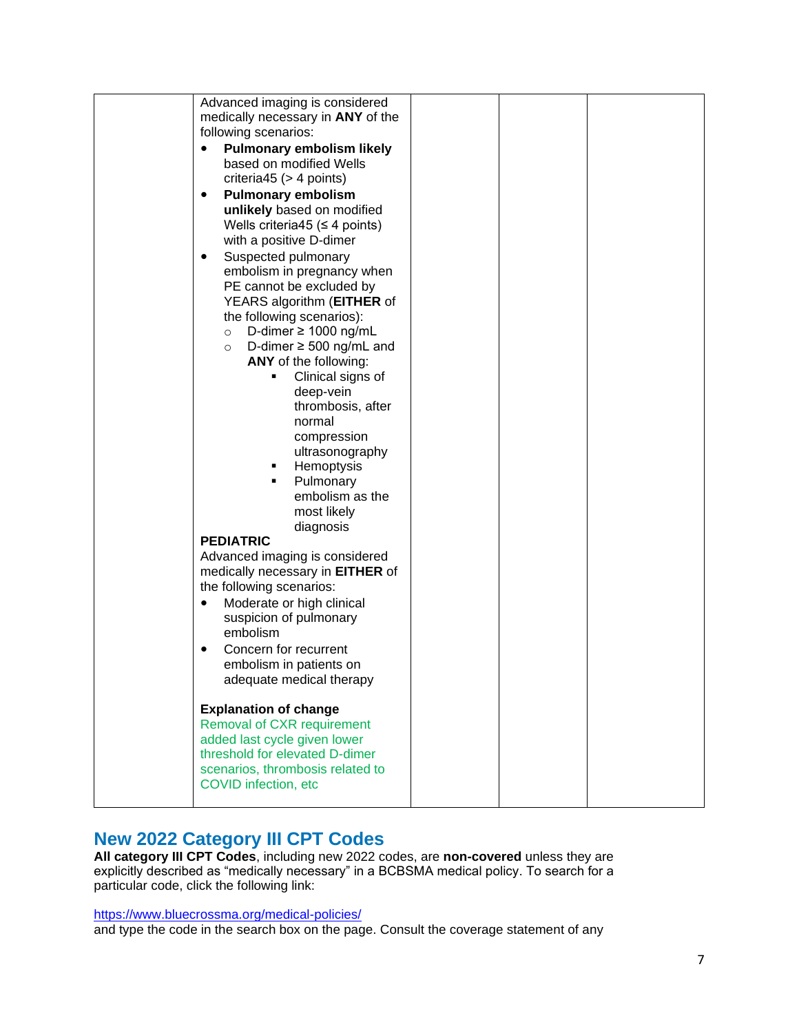| | | | | |
|---|---|---|---|---|
| | Advanced imaging is considered medically necessary in **ANY** of the following scenarios:<br>• **Pulmonary embolism likely** based on modified Wells criteria45 (> 4 points)<br>• **Pulmonary embolism unlikely** based on modified Wells criteria45 (≤ 4 points) with a positive D-dimer<br>• Suspected pulmonary embolism in pregnancy when PE cannot be excluded by YEARS algorithm (**EITHER** of the following scenarios):<br>&nbsp;&nbsp;○ D-dimer ≥ 1000 ng/mL<br>&nbsp;&nbsp;○ D-dimer ≥ 500 ng/mL and **ANY** of the following:<br>&nbsp;&nbsp;&nbsp;&nbsp;▪ Clinical signs of deep-vein thrombosis, after normal compression ultrasonography<br>&nbsp;&nbsp;&nbsp;&nbsp;▪ Hemoptysis<br>&nbsp;&nbsp;&nbsp;&nbsp;▪ Pulmonary embolism as the most likely diagnosis<br>**PEDIATRIC**<br>Advanced imaging is considered medically necessary in **EITHER** of the following scenarios:<br>• Moderate or high clinical suspicion of pulmonary embolism<br>• Concern for recurrent embolism in patients on adequate medical therapy<br><br>**Explanation of change**<br>Removal of CXR requirement added last cycle given lower threshold for elevated D-dimer scenarios, thrombosis related to COVID infection, etc | | | |

## New 2022 Category III CPT Codes

**All category III CPT Codes**, including new 2022 codes, are **non-covered** unless they are explicitly described as "medically necessary" in a BCBSMA medical policy. To search for a particular code, click the following link:

https://www.bluecrossma.org/medical-policies/
and type the code in the search box on the page. Consult the coverage statement of any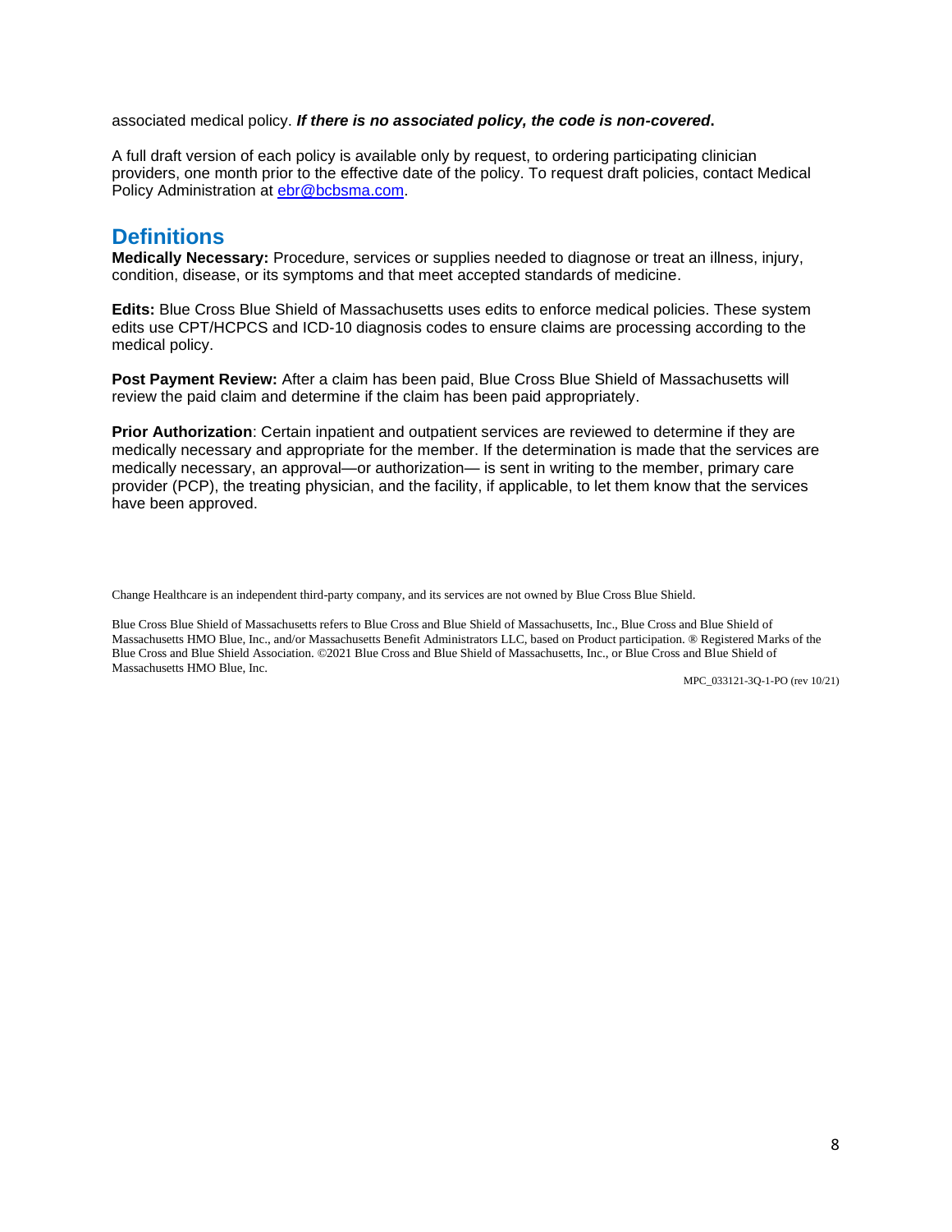associated medical policy. ***If there is no associated policy, the code is non-covered*.**

A full draft version of each policy is available only by request, to ordering participating clinician providers, one month prior to the effective date of the policy. To request draft policies, contact Medical Policy Administration at ebr@bcbsma.com.

## Definitions

**Medically Necessary:** Procedure, services or supplies needed to diagnose or treat an illness, injury, condition, disease, or its symptoms and that meet accepted standards of medicine.

**Edits:** Blue Cross Blue Shield of Massachusetts uses edits to enforce medical policies. These system edits use CPT/HCPCS and ICD-10 diagnosis codes to ensure claims are processing according to the medical policy.

**Post Payment Review:** After a claim has been paid, Blue Cross Blue Shield of Massachusetts will review the paid claim and determine if the claim has been paid appropriately.

**Prior Authorization**: Certain inpatient and outpatient services are reviewed to determine if they are medically necessary and appropriate for the member. If the determination is made that the services are medically necessary, an approval—or authorization— is sent in writing to the member, primary care provider (PCP), the treating physician, and the facility, if applicable, to let them know that the services have been approved.

Change Healthcare is an independent third-party company, and its services are not owned by Blue Cross Blue Shield.

Blue Cross Blue Shield of Massachusetts refers to Blue Cross and Blue Shield of Massachusetts, Inc., Blue Cross and Blue Shield of Massachusetts HMO Blue, Inc., and/or Massachusetts Benefit Administrators LLC, based on Product participation. ® Registered Marks of the Blue Cross and Blue Shield Association. ©2021 Blue Cross and Blue Shield of Massachusetts, Inc., or Blue Cross and Blue Shield of Massachusetts HMO Blue, Inc.

MPC_033121-3Q-1-PO (rev 10/21)